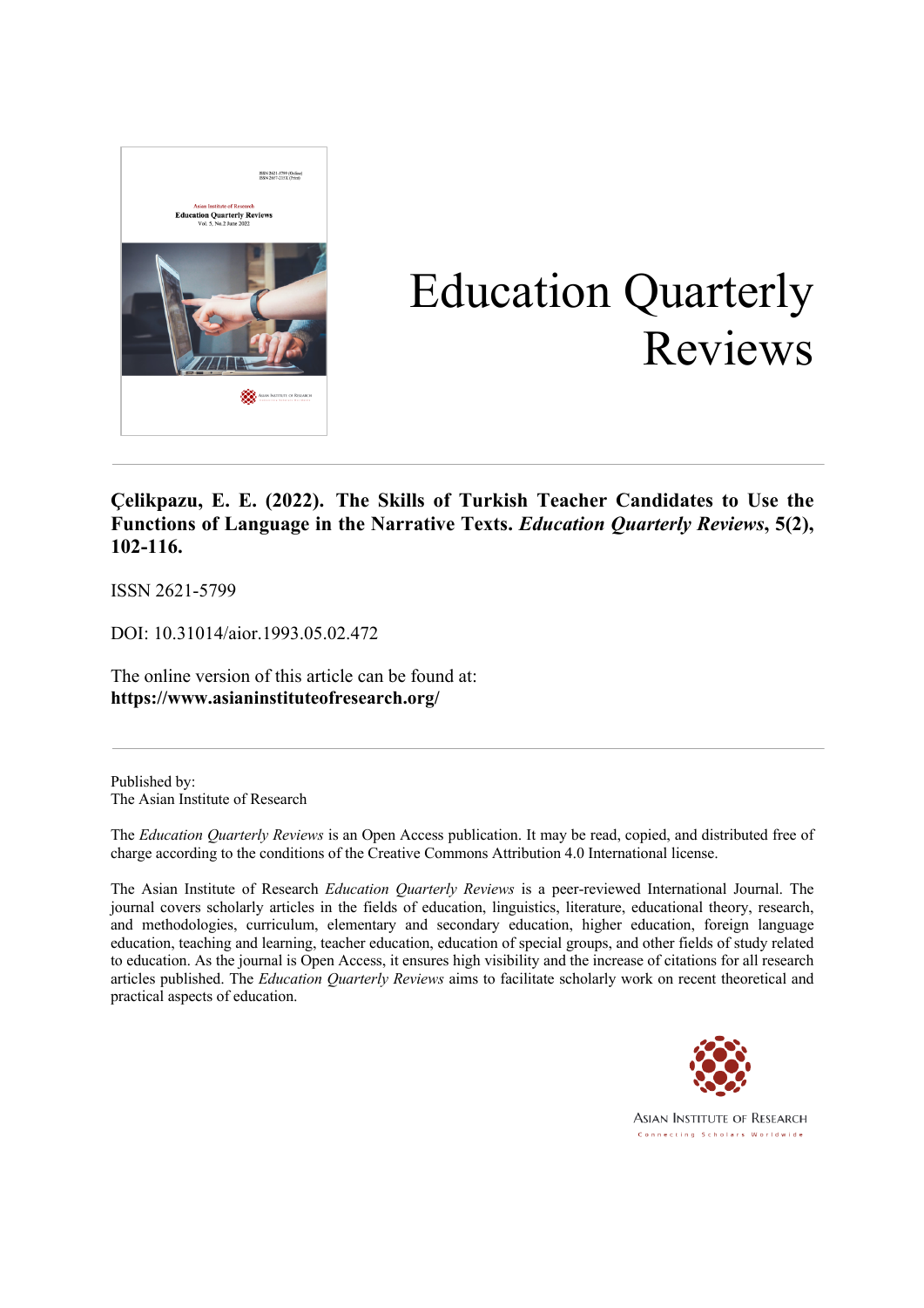# Education Quarterly Reviews

**Çelikpazu, E. E. (2022). The Skills of Turkish Teacher Candidates to Use the Functions of Language in the Narrative Texts. *Education Quarterly Reviews*, 5(2), 102-116.**

ISSN 2621-5799

DOI: 10.31014/aior.1993.05.02.472

The online version of this article can be found at:
**https://www.asianinstituteofresearch.org/**

Published by:
The Asian Institute of Research

The *Education Quarterly Reviews* is an Open Access publication. It may be read, copied, and distributed free of charge according to the conditions of the Creative Commons Attribution 4.0 International license.

The Asian Institute of Research *Education Quarterly Reviews* is a peer-reviewed International Journal. The journal covers scholarly articles in the fields of education, linguistics, literature, educational theory, research, and methodologies, curriculum, elementary and secondary education, higher education, foreign language education, teaching and learning, teacher education, education of special groups, and other fields of study related to education. As the journal is Open Access, it ensures high visibility and the increase of citations for all research articles published. The *Education Quarterly Reviews* aims to facilitate scholarly work on recent theoretical and practical aspects of education.

ASIAN INSTITUTE OF RESEARCH
Connecting Scholars Worldwide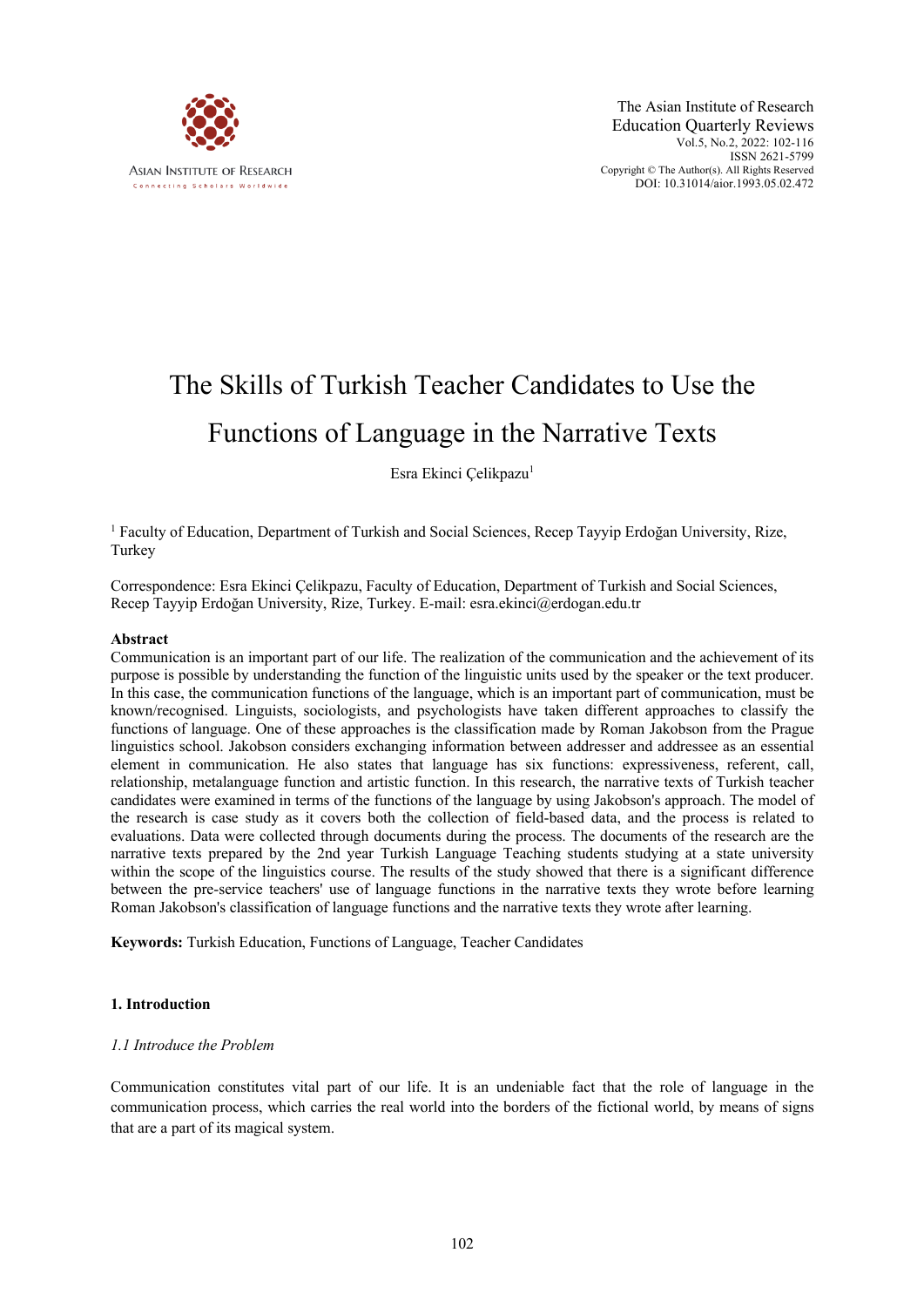# The Skills of Turkish Teacher Candidates to Use the Functions of Language in the Narrative Texts

Esra Ekinci Çelikpazu[1]

[1] Faculty of Education, Department of Turkish and Social Sciences, Recep Tayyip Erdoğan University, Rize, Turkey

Correspondence: Esra Ekinci Çelikpazu, Faculty of Education, Department of Turkish and Social Sciences, Recep Tayyip Erdoğan University, Rize, Turkey. E-mail: esra.ekinci@erdogan.edu.tr

## Abstract

Communication is an important part of our life. The realization of the communication and the achievement of its purpose is possible by understanding the function of the linguistic units used by the speaker or the text producer. In this case, the communication functions of the language, which is an important part of communication, must be known/recognised. Linguists, sociologists, and psychologists have taken different approaches to classify the functions of language. One of these approaches is the classification made by Roman Jakobson from the Prague linguistics school. Jakobson considers exchanging information between addresser and addressee as an essential element in communication. He also states that language has six functions: expressiveness, referent, call, relationship, metalanguage function and artistic function. In this research, the narrative texts of Turkish teacher candidates were examined in terms of the functions of the language by using Jakobson's approach. The model of the research is case study as it covers both the collection of field-based data, and the process is related to evaluations. Data were collected through documents during the process. The documents of the research are the narrative texts prepared by the 2nd year Turkish Language Teaching students studying at a state university within the scope of the linguistics course. The results of the study showed that there is a significant difference between the pre-service teachers' use of language functions in the narrative texts they wrote before learning Roman Jakobson's classification of language functions and the narrative texts they wrote after learning.

**Keywords:** Turkish Education, Functions of Language, Teacher Candidates

## 1. Introduction

### *1.1 Introduce the Problem*

Communication constitutes vital part of our life. It is an undeniable fact that the role of language in the communication process, which carries the real world into the borders of the fictional world, by means of signs that are a part of its magical system.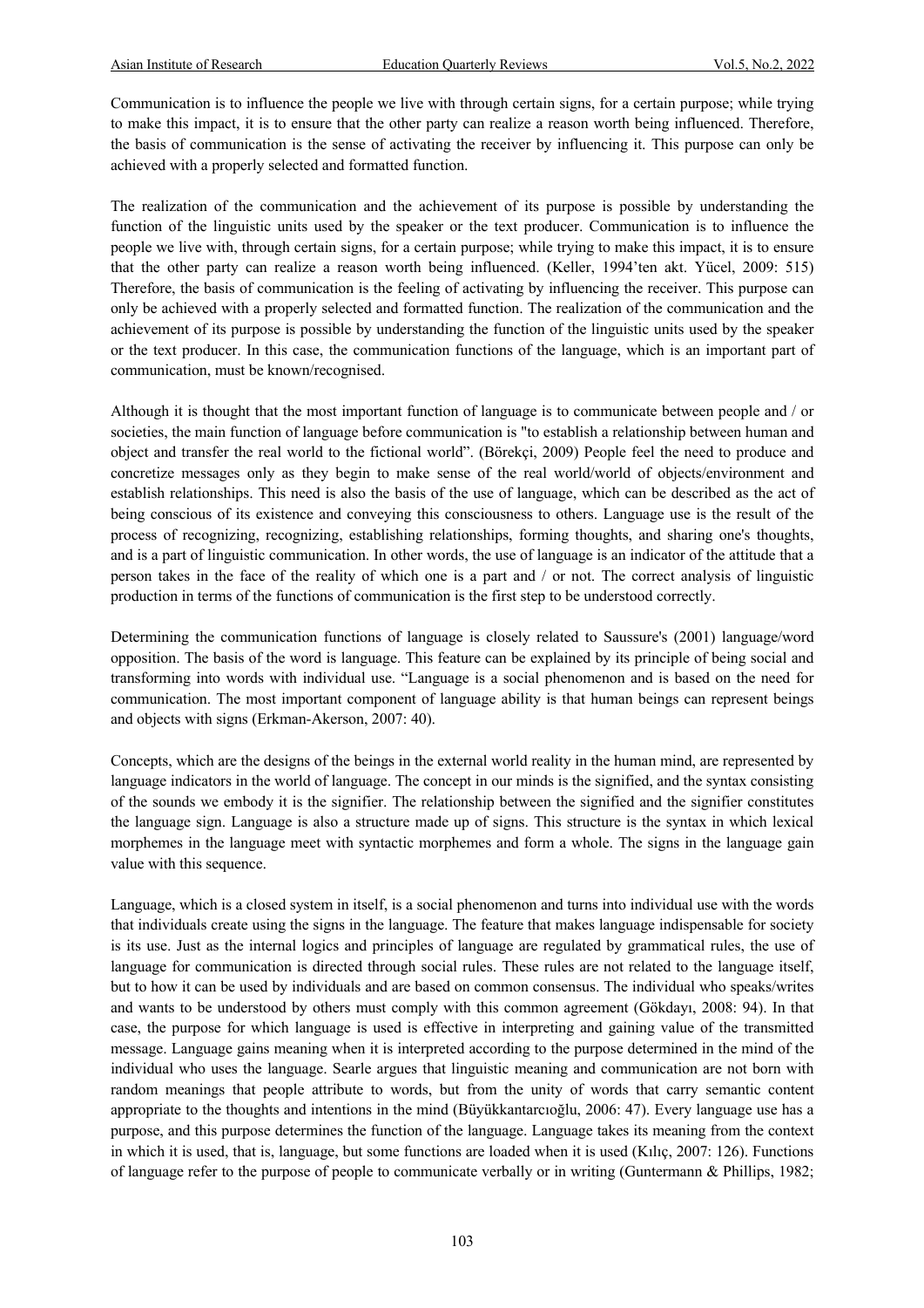Communication is to influence the people we live with through certain signs, for a certain purpose; while trying to make this impact, it is to ensure that the other party can realize a reason worth being influenced. Therefore, the basis of communication is the sense of activating the receiver by influencing it. This purpose can only be achieved with a properly selected and formatted function.

The realization of the communication and the achievement of its purpose is possible by understanding the function of the linguistic units used by the speaker or the text producer. Communication is to influence the people we live with, through certain signs, for a certain purpose; while trying to make this impact, it is to ensure that the other party can realize a reason worth being influenced. (Keller, 1994'ten akt. Yücel, 2009: 515) Therefore, the basis of communication is the feeling of activating by influencing the receiver. This purpose can only be achieved with a properly selected and formatted function. The realization of the communication and the achievement of its purpose is possible by understanding the function of the linguistic units used by the speaker or the text producer. In this case, the communication functions of the language, which is an important part of communication, must be known/recognised.

Although it is thought that the most important function of language is to communicate between people and / or societies, the main function of language before communication is "to establish a relationship between human and object and transfer the real world to the fictional world". (Börekçi, 2009) People feel the need to produce and concretize messages only as they begin to make sense of the real world/world of objects/environment and establish relationships. This need is also the basis of the use of language, which can be described as the act of being conscious of its existence and conveying this consciousness to others. Language use is the result of the process of recognizing, recognizing, establishing relationships, forming thoughts, and sharing one's thoughts, and is a part of linguistic communication. In other words, the use of language is an indicator of the attitude that a person takes in the face of the reality of which one is a part and / or not. The correct analysis of linguistic production in terms of the functions of communication is the first step to be understood correctly.

Determining the communication functions of language is closely related to Saussure's (2001) language/word opposition. The basis of the word is language. This feature can be explained by its principle of being social and transforming into words with individual use. "Language is a social phenomenon and is based on the need for communication. The most important component of language ability is that human beings can represent beings and objects with signs (Erkman-Akerson, 2007: 40).

Concepts, which are the designs of the beings in the external world reality in the human mind, are represented by language indicators in the world of language. The concept in our minds is the signified, and the syntax consisting of the sounds we embody it is the signifier. The relationship between the signified and the signifier constitutes the language sign. Language is also a structure made up of signs. This structure is the syntax in which lexical morphemes in the language meet with syntactic morphemes and form a whole. The signs in the language gain value with this sequence.

Language, which is a closed system in itself, is a social phenomenon and turns into individual use with the words that individuals create using the signs in the language. The feature that makes language indispensable for society is its use. Just as the internal logics and principles of language are regulated by grammatical rules, the use of language for communication is directed through social rules. These rules are not related to the language itself, but to how it can be used by individuals and are based on common consensus. The individual who speaks/writes and wants to be understood by others must comply with this common agreement (Gökdayı, 2008: 94). In that case, the purpose for which language is used is effective in interpreting and gaining value of the transmitted message. Language gains meaning when it is interpreted according to the purpose determined in the mind of the individual who uses the language. Searle argues that linguistic meaning and communication are not born with random meanings that people attribute to words, but from the unity of words that carry semantic content appropriate to the thoughts and intentions in the mind (Büyükkantarcıoğlu, 2006: 47). Every language use has a purpose, and this purpose determines the function of the language. Language takes its meaning from the context in which it is used, that is, language, but some functions are loaded when it is used (Kılıç, 2007: 126). Functions of language refer to the purpose of people to communicate verbally or in writing (Guntermann & Phillips, 1982;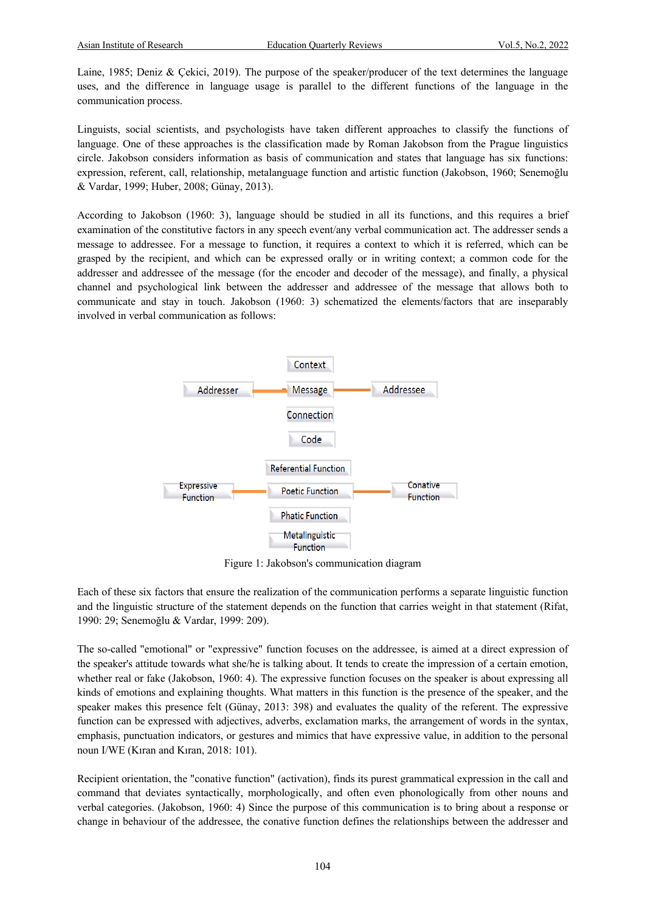Laine, 1985; Deniz & Çekici, 2019). The purpose of the speaker/producer of the text determines the language uses, and the difference in language usage is parallel to the different functions of the language in the communication process.

Linguists, social scientists, and psychologists have taken different approaches to classify the functions of language. One of these approaches is the classification made by Roman Jakobson from the Prague linguistics circle. Jakobson considers information as basis of communication and states that language has six functions: expression, referent, call, relationship, metalanguage function and artistic function (Jakobson, 1960; Senemoğlu & Vardar, 1999; Huber, 2008; Günay, 2013).

According to Jakobson (1960: 3), language should be studied in all its functions, and this requires a brief examination of the constitutive factors in any speech event/any verbal communication act. The addresser sends a message to addressee. For a message to function, it requires a context to which it is referred, which can be grasped by the recipient, and which can be expressed orally or in writing context; a common code for the addresser and addressee of the message (for the encoder and decoder of the message), and finally, a physical channel and psychological link between the addresser and addressee of the message that allows both to communicate and stay in touch. Jakobson (1960: 3) schematized the elements/factors that are inseparably involved in verbal communication as follows:

Context

Addresser — Message — Addressee

Connection

Code

Referential Function

Expressive Function — Poetic Function — Conative Function

Phatic Function

Metalinguistic Function

Figure 1: Jakobson's communication diagram

Each of these six factors that ensure the realization of the communication performs a separate linguistic function and the linguistic structure of the statement depends on the function that carries weight in that statement (Rifat, 1990: 29; Senemoğlu & Vardar, 1999: 209).

The so-called "emotional" or "expressive" function focuses on the addressee, is aimed at a direct expression of the speaker's attitude towards what she/he is talking about. It tends to create the impression of a certain emotion, whether real or fake (Jakobson, 1960: 4). The expressive function focuses on the speaker is about expressing all kinds of emotions and explaining thoughts. What matters in this function is the presence of the speaker, and the speaker makes this presence felt (Günay, 2013: 398) and evaluates the quality of the referent. The expressive function can be expressed with adjectives, adverbs, exclamation marks, the arrangement of words in the syntax, emphasis, punctuation indicators, or gestures and mimics that have expressive value, in addition to the personal noun I/WE (Kıran and Kıran, 2018: 101).

Recipient orientation, the "conative function" (activation), finds its purest grammatical expression in the call and command that deviates syntactically, morphologically, and often even phonologically from other nouns and verbal categories. (Jakobson, 1960: 4) Since the purpose of this communication is to bring about a response or change in behaviour of the addressee, the conative function defines the relationships between the addresser and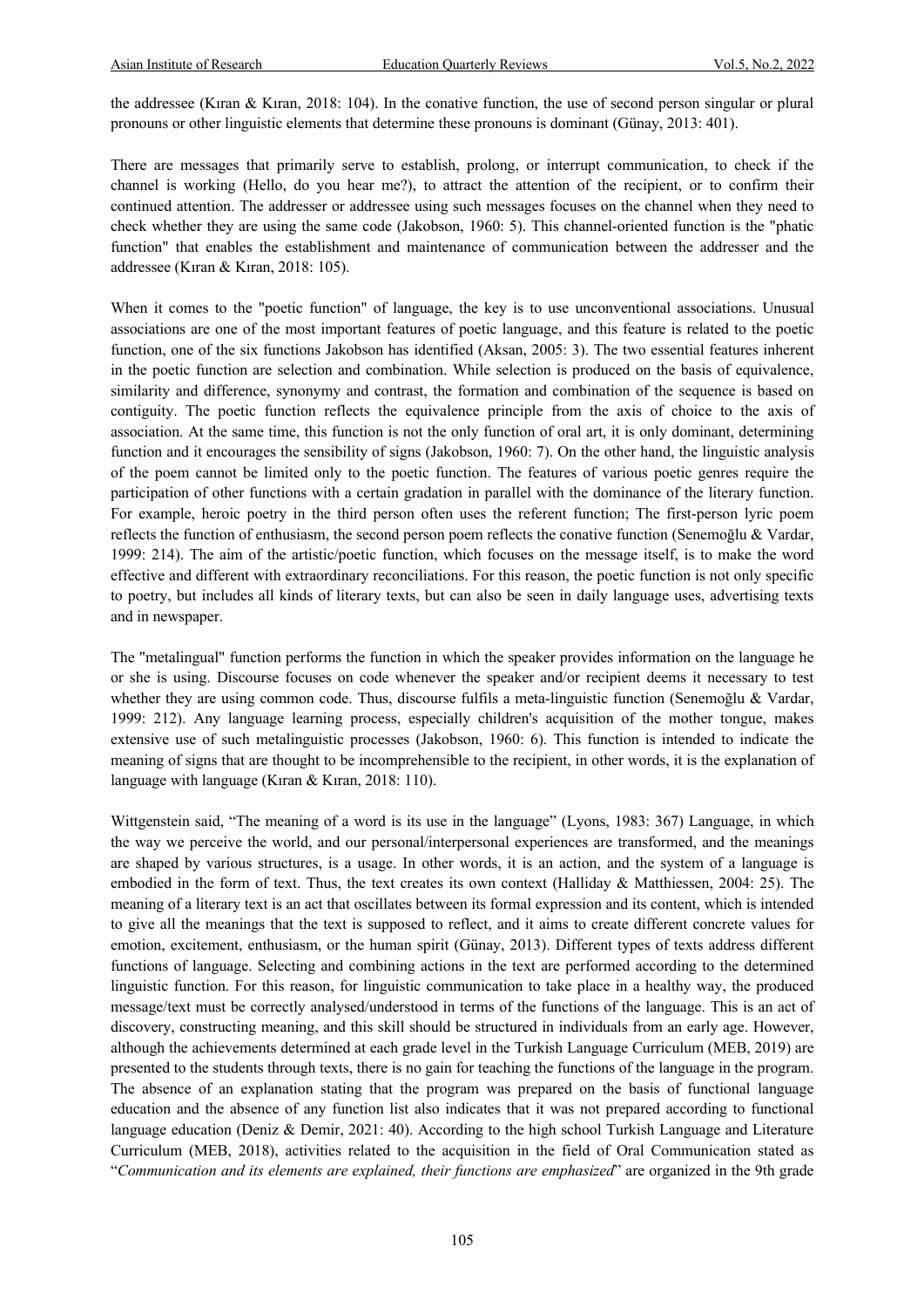the addressee (Kıran & Kıran, 2018: 104). In the conative function, the use of second person singular or plural pronouns or other linguistic elements that determine these pronouns is dominant (Günay, 2013: 401).

There are messages that primarily serve to establish, prolong, or interrupt communication, to check if the channel is working (Hello, do you hear me?), to attract the attention of the recipient, or to confirm their continued attention. The addresser or addressee using such messages focuses on the channel when they need to check whether they are using the same code (Jakobson, 1960: 5). This channel-oriented function is the "phatic function" that enables the establishment and maintenance of communication between the addresser and the addressee (Kıran & Kıran, 2018: 105).

When it comes to the "poetic function" of language, the key is to use unconventional associations. Unusual associations are one of the most important features of poetic language, and this feature is related to the poetic function, one of the six functions Jakobson has identified (Aksan, 2005: 3). The two essential features inherent in the poetic function are selection and combination. While selection is produced on the basis of equivalence, similarity and difference, synonymy and contrast, the formation and combination of the sequence is based on contiguity. The poetic function reflects the equivalence principle from the axis of choice to the axis of association. At the same time, this function is not the only function of oral art, it is only dominant, determining function and it encourages the sensibility of signs (Jakobson, 1960: 7). On the other hand, the linguistic analysis of the poem cannot be limited only to the poetic function. The features of various poetic genres require the participation of other functions with a certain gradation in parallel with the dominance of the literary function. For example, heroic poetry in the third person often uses the referent function; The first-person lyric poem reflects the function of enthusiasm, the second person poem reflects the conative function (Senemoğlu & Vardar, 1999: 214). The aim of the artistic/poetic function, which focuses on the message itself, is to make the word effective and different with extraordinary reconciliations. For this reason, the poetic function is not only specific to poetry, but includes all kinds of literary texts, but can also be seen in daily language uses, advertising texts and in newspaper.

The "metalingual" function performs the function in which the speaker provides information on the language he or she is using. Discourse focuses on code whenever the speaker and/or recipient deems it necessary to test whether they are using common code. Thus, discourse fulfils a meta-linguistic function (Senemoğlu & Vardar, 1999: 212). Any language learning process, especially children's acquisition of the mother tongue, makes extensive use of such metalinguistic processes (Jakobson, 1960: 6). This function is intended to indicate the meaning of signs that are thought to be incomprehensible to the recipient, in other words, it is the explanation of language with language (Kıran & Kıran, 2018: 110).

Wittgenstein said, "The meaning of a word is its use in the language" (Lyons, 1983: 367) Language, in which the way we perceive the world, and our personal/interpersonal experiences are transformed, and the meanings are shaped by various structures, is a usage. In other words, it is an action, and the system of a language is embodied in the form of text. Thus, the text creates its own context (Halliday & Matthiessen, 2004: 25). The meaning of a literary text is an act that oscillates between its formal expression and its content, which is intended to give all the meanings that the text is supposed to reflect, and it aims to create different concrete values for emotion, excitement, enthusiasm, or the human spirit (Günay, 2013). Different types of texts address different functions of language. Selecting and combining actions in the text are performed according to the determined linguistic function. For this reason, for linguistic communication to take place in a healthy way, the produced message/text must be correctly analysed/understood in terms of the functions of the language. This is an act of discovery, constructing meaning, and this skill should be structured in individuals from an early age. However, although the achievements determined at each grade level in the Turkish Language Curriculum (MEB, 2019) are presented to the students through texts, there is no gain for teaching the functions of the language in the program. The absence of an explanation stating that the program was prepared on the basis of functional language education and the absence of any function list also indicates that it was not prepared according to functional language education (Deniz & Demir, 2021: 40). According to the high school Turkish Language and Literature Curriculum (MEB, 2018), activities related to the acquisition in the field of Oral Communication stated as "*Communication and its elements are explained, their functions are emphasized*" are organized in the 9th grade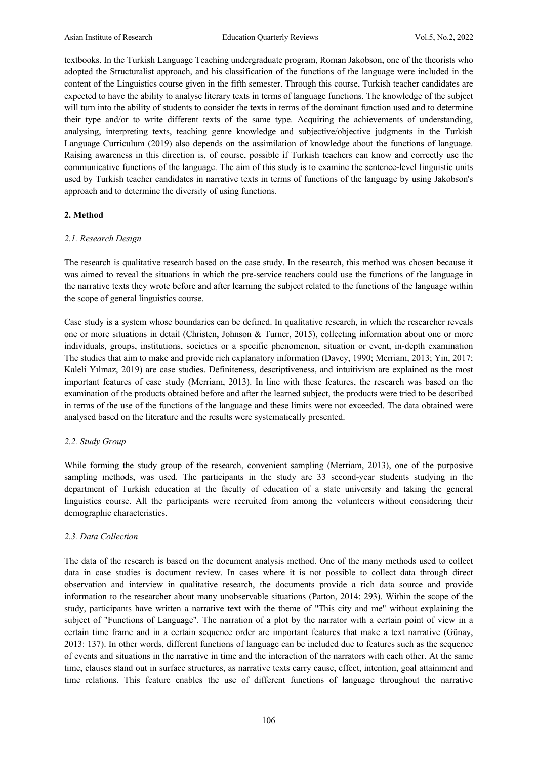textbooks. In the Turkish Language Teaching undergraduate program, Roman Jakobson, one of the theorists who adopted the Structuralist approach, and his classification of the functions of the language were included in the content of the Linguistics course given in the fifth semester. Through this course, Turkish teacher candidates are expected to have the ability to analyse literary texts in terms of language functions. The knowledge of the subject will turn into the ability of students to consider the texts in terms of the dominant function used and to determine their type and/or to write different texts of the same type. Acquiring the achievements of understanding, analysing, interpreting texts, teaching genre knowledge and subjective/objective judgments in the Turkish Language Curriculum (2019) also depends on the assimilation of knowledge about the functions of language. Raising awareness in this direction is, of course, possible if Turkish teachers can know and correctly use the communicative functions of the language. The aim of this study is to examine the sentence-level linguistic units used by Turkish teacher candidates in narrative texts in terms of functions of the language by using Jakobson's approach and to determine the diversity of using functions.

## 2. Method

### *2.1. Research Design*

The research is qualitative research based on the case study. In the research, this method was chosen because it was aimed to reveal the situations in which the pre-service teachers could use the functions of the language in the narrative texts they wrote before and after learning the subject related to the functions of the language within the scope of general linguistics course.

Case study is a system whose boundaries can be defined. In qualitative research, in which the researcher reveals one or more situations in detail (Christen, Johnson & Turner, 2015), collecting information about one or more individuals, groups, institutions, societies or a specific phenomenon, situation or event, in-depth examination The studies that aim to make and provide rich explanatory information (Davey, 1990; Merriam, 2013; Yin, 2017; Kaleli Yılmaz, 2019) are case studies. Definiteness, descriptiveness, and intuitivism are explained as the most important features of case study (Merriam, 2013). In line with these features, the research was based on the examination of the products obtained before and after the learned subject, the products were tried to be described in terms of the use of the functions of the language and these limits were not exceeded. The data obtained were analysed based on the literature and the results were systematically presented.

### *2.2. Study Group*

While forming the study group of the research, convenient sampling (Merriam, 2013), one of the purposive sampling methods, was used. The participants in the study are 33 second-year students studying in the department of Turkish education at the faculty of education of a state university and taking the general linguistics course. All the participants were recruited from among the volunteers without considering their demographic characteristics.

### *2.3. Data Collection*

The data of the research is based on the document analysis method. One of the many methods used to collect data in case studies is document review. In cases where it is not possible to collect data through direct observation and interview in qualitative research, the documents provide a rich data source and provide information to the researcher about many unobservable situations (Patton, 2014: 293). Within the scope of the study, participants have written a narrative text with the theme of "This city and me" without explaining the subject of "Functions of Language". The narration of a plot by the narrator with a certain point of view in a certain time frame and in a certain sequence order are important features that make a text narrative (Günay, 2013: 137). In other words, different functions of language can be included due to features such as the sequence of events and situations in the narrative in time and the interaction of the narrators with each other. At the same time, clauses stand out in surface structures, as narrative texts carry cause, effect, intention, goal attainment and time relations. This feature enables the use of different functions of language throughout the narrative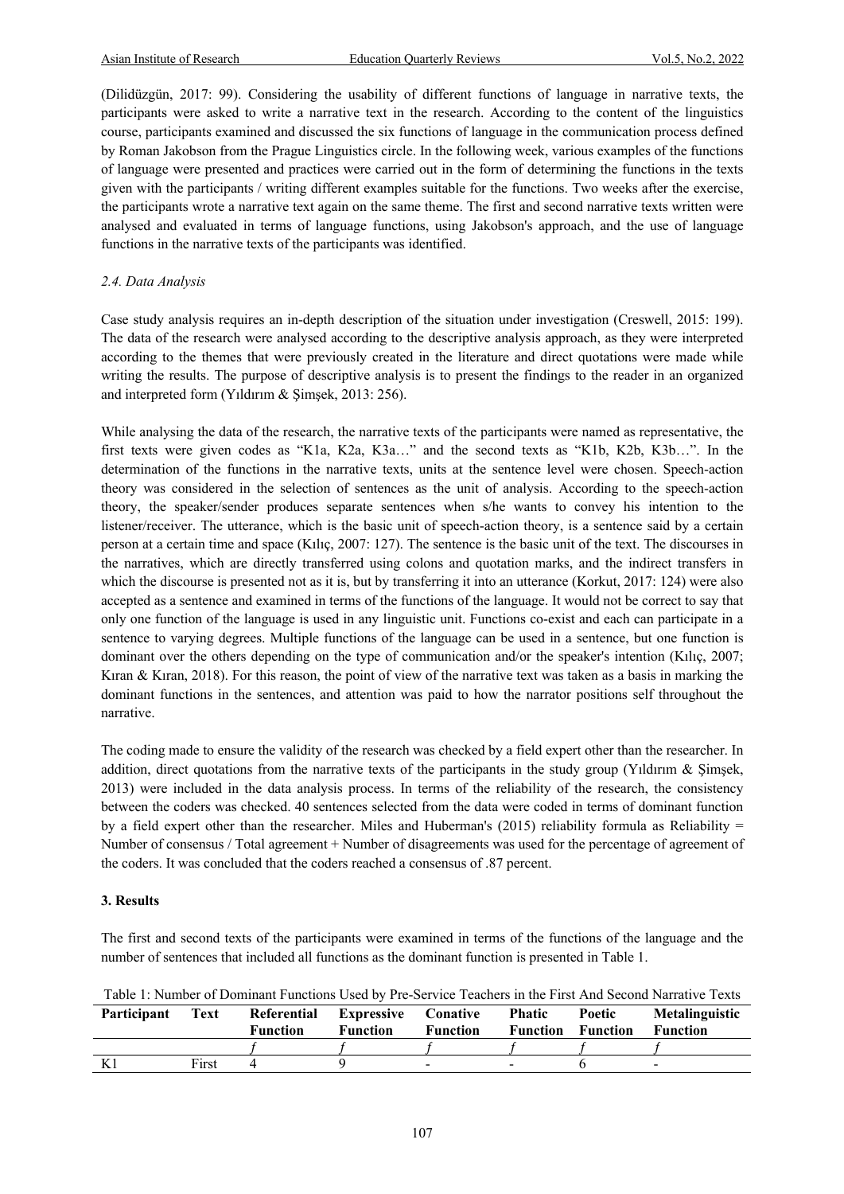(Dilidüzgün, 2017: 99). Considering the usability of different functions of language in narrative texts, the participants were asked to write a narrative text in the research. According to the content of the linguistics course, participants examined and discussed the six functions of language in the communication process defined by Roman Jakobson from the Prague Linguistics circle. In the following week, various examples of the functions of language were presented and practices were carried out in the form of determining the functions in the texts given with the participants / writing different examples suitable for the functions. Two weeks after the exercise, the participants wrote a narrative text again on the same theme. The first and second narrative texts written were analysed and evaluated in terms of language functions, using Jakobson's approach, and the use of language functions in the narrative texts of the participants was identified.

### *2.4. Data Analysis*

Case study analysis requires an in-depth description of the situation under investigation (Creswell, 2015: 199). The data of the research were analysed according to the descriptive analysis approach, as they were interpreted according to the themes that were previously created in the literature and direct quotations were made while writing the results. The purpose of descriptive analysis is to present the findings to the reader in an organized and interpreted form (Yıldırım & Şimşek, 2013: 256).

While analysing the data of the research, the narrative texts of the participants were named as representative, the first texts were given codes as "K1a, K2a, K3a…" and the second texts as "K1b, K2b, K3b…". In the determination of the functions in the narrative texts, units at the sentence level were chosen. Speech-action theory was considered in the selection of sentences as the unit of analysis. According to the speech-action theory, the speaker/sender produces separate sentences when s/he wants to convey his intention to the listener/receiver. The utterance, which is the basic unit of speech-action theory, is a sentence said by a certain person at a certain time and space (Kılıç, 2007: 127). The sentence is the basic unit of the text. The discourses in the narratives, which are directly transferred using colons and quotation marks, and the indirect transfers in which the discourse is presented not as it is, but by transferring it into an utterance (Korkut, 2017: 124) were also accepted as a sentence and examined in terms of the functions of the language. It would not be correct to say that only one function of the language is used in any linguistic unit. Functions co-exist and each can participate in a sentence to varying degrees. Multiple functions of the language can be used in a sentence, but one function is dominant over the others depending on the type of communicative and/or the speaker's intention (Kılıç, 2007; Kıran & Kıran, 2018). For this reason, the point of view of the narrative text was taken as a basis in marking the dominant functions in the sentences, and attention was paid to how the narrator positions self throughout the narrative.

The coding made to ensure the validity of the research was checked by a field expert other than the researcher. In addition, direct quotations from the narrative texts of the participants in the study group (Yıldırım & Şimşek, 2013) were included in the data analysis process. In terms of the reliability of the research, the consistency between the coders was checked. 40 sentences selected from the data were coded in terms of dominant function by a field expert other than the researcher. Miles and Huberman's (2015) reliability formula as Reliability = Number of consensus / Total agreement + Number of disagreements was used for the percentage of agreement of the coders. It was concluded that the coders reached a consensus of .87 percent.

## 3. Results

The first and second texts of the participants were examined in terms of the functions of the language and the number of sentences that included all functions as the dominant function is presented in Table 1.

Table 1: Number of Dominant Functions Used by Pre-Service Teachers in the First And Second Narrative Texts

| Participant | Text | Referential Function | Expressive Function | Conative Function | Phatic Function | Poetic Function | Metalinguistic Function |
|---|---|---|---|---|---|---|---|
| | | *f* | *f* | *f* | *f* | *f* | *f* |
| K1 | First | 4 | 9 | - | - | 6 | - |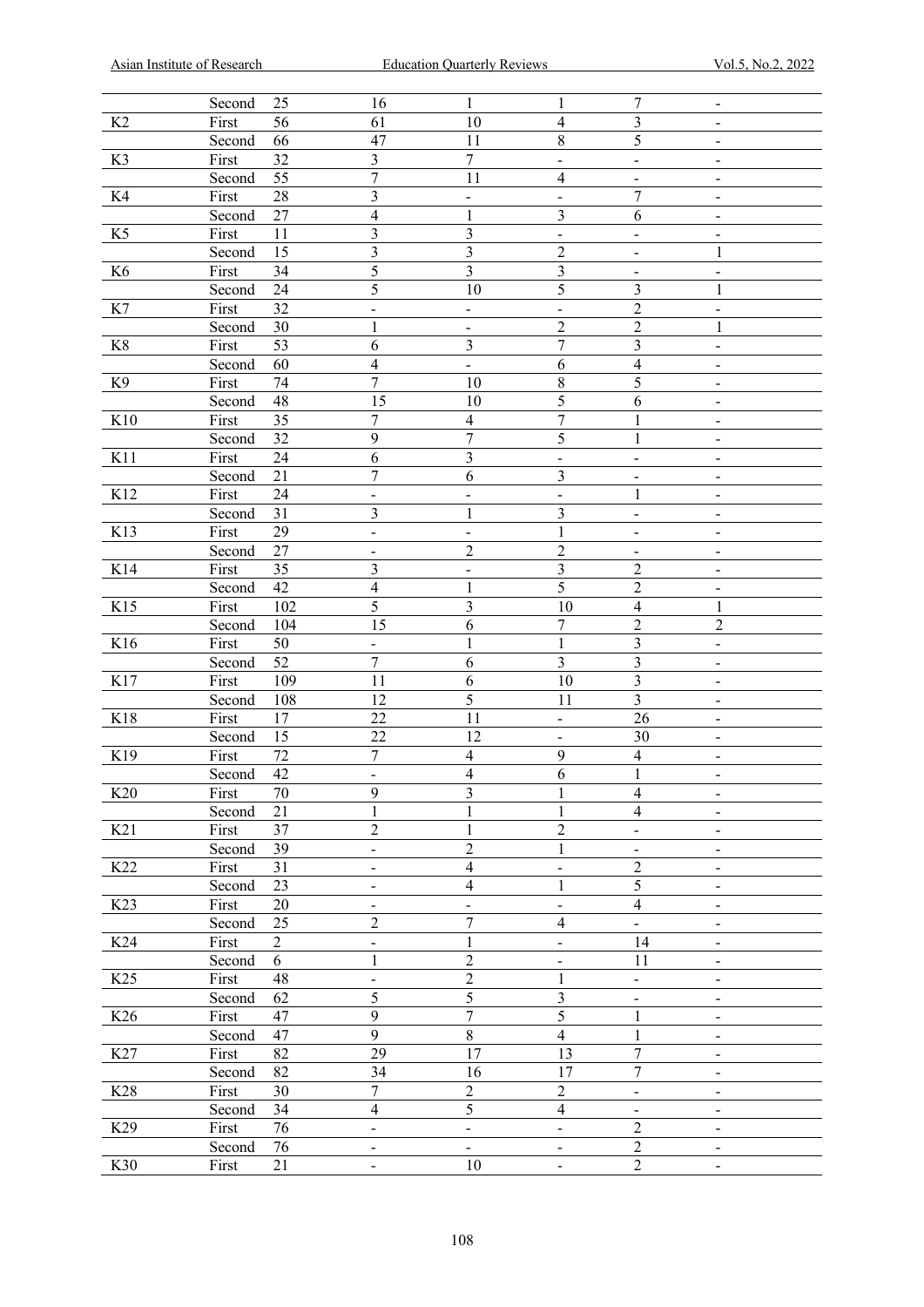| | | | | | | | |
|---|---|---|---|---|---|---|---|
| | Second | 25 | 16 | 1 | 1 | 7 | - |
| K2 | First | 56 | 61 | 10 | 4 | 3 | - |
| | Second | 66 | 47 | 11 | 8 | 5 | - |
| K3 | First | 32 | 3 | 7 | - | - | - |
| | Second | 55 | 7 | 11 | 4 | - | - |
| K4 | First | 28 | 3 | - | - | 7 | - |
| | Second | 27 | 4 | 1 | 3 | 6 | - |
| K5 | First | 11 | 3 | 3 | - | - | - |
| | Second | 15 | 3 | 3 | 2 | - | 1 |
| K6 | First | 34 | 5 | 3 | 3 | - | - |
| | Second | 24 | 5 | 10 | 5 | 3 | 1 |
| K7 | First | 32 | - | - | - | 2 | - |
| | Second | 30 | 1 | - | 2 | 2 | 1 |
| K8 | First | 53 | 6 | 3 | 7 | 3 | - |
| | Second | 60 | 4 | - | 6 | 4 | - |
| K9 | First | 74 | 7 | 10 | 8 | 5 | - |
| | Second | 48 | 15 | 10 | 5 | 6 | - |
| K10 | First | 35 | 7 | 4 | 7 | 1 | - |
| | Second | 32 | 9 | 7 | 5 | 1 | - |
| K11 | First | 24 | 6 | 3 | - | - | - |
| | Second | 21 | 7 | 6 | 3 | - | - |
| K12 | First | 24 | - | - | - | 1 | - |
| | Second | 31 | 3 | 1 | 3 | - | - |
| K13 | First | 29 | - | - | 1 | - | - |
| | Second | 27 | - | 2 | 2 | - | - |
| K14 | First | 35 | 3 | - | 3 | 2 | - |
| | Second | 42 | 4 | 1 | 5 | 2 | - |
| K15 | First | 102 | 5 | 3 | 10 | 4 | 1 |
| | Second | 104 | 15 | 6 | 7 | 2 | 2 |
| K16 | First | 50 | - | 1 | 1 | 3 | - |
| | Second | 52 | 7 | 6 | 3 | 3 | - |
| K17 | First | 109 | 11 | 6 | 10 | 3 | - |
| | Second | 108 | 12 | 5 | 11 | 3 | - |
| K18 | First | 17 | 22 | 11 | - | 26 | - |
| | Second | 15 | 22 | 12 | - | 30 | - |
| K19 | First | 72 | 7 | 4 | 9 | 4 | - |
| | Second | 42 | - | 4 | 6 | 1 | - |
| K20 | First | 70 | 9 | 3 | 1 | 4 | - |
| | Second | 21 | 1 | 1 | 1 | 4 | - |
| K21 | First | 37 | 2 | 1 | 2 | - | - |
| | Second | 39 | - | 2 | 1 | - | - |
| K22 | First | 31 | - | 4 | - | 2 | - |
| | Second | 23 | - | 4 | 1 | 5 | - |
| K23 | First | 20 | - | - | - | 4 | - |
| | Second | 25 | 2 | 7 | 4 | - | - |
| K24 | First | 2 | - | 1 | - | 14 | - |
| | Second | 6 | 1 | 2 | - | 11 | - |
| K25 | First | 48 | - | 2 | 1 | - | - |
| | Second | 62 | 5 | 5 | 3 | - | - |
| K26 | First | 47 | 9 | 7 | 5 | 1 | - |
| | Second | 47 | 9 | 8 | 4 | 1 | - |
| K27 | First | 82 | 29 | 17 | 13 | 7 | - |
| | Second | 82 | 34 | 16 | 17 | 7 | - |
| K28 | First | 30 | 7 | 2 | 2 | - | - |
| | Second | 34 | 4 | 5 | 4 | - | - |
| K29 | First | 76 | - | - | - | 2 | - |
| | Second | 76 | - | - | - | 2 | - |
| K30 | First | 21 | - | 10 | - | 2 | - |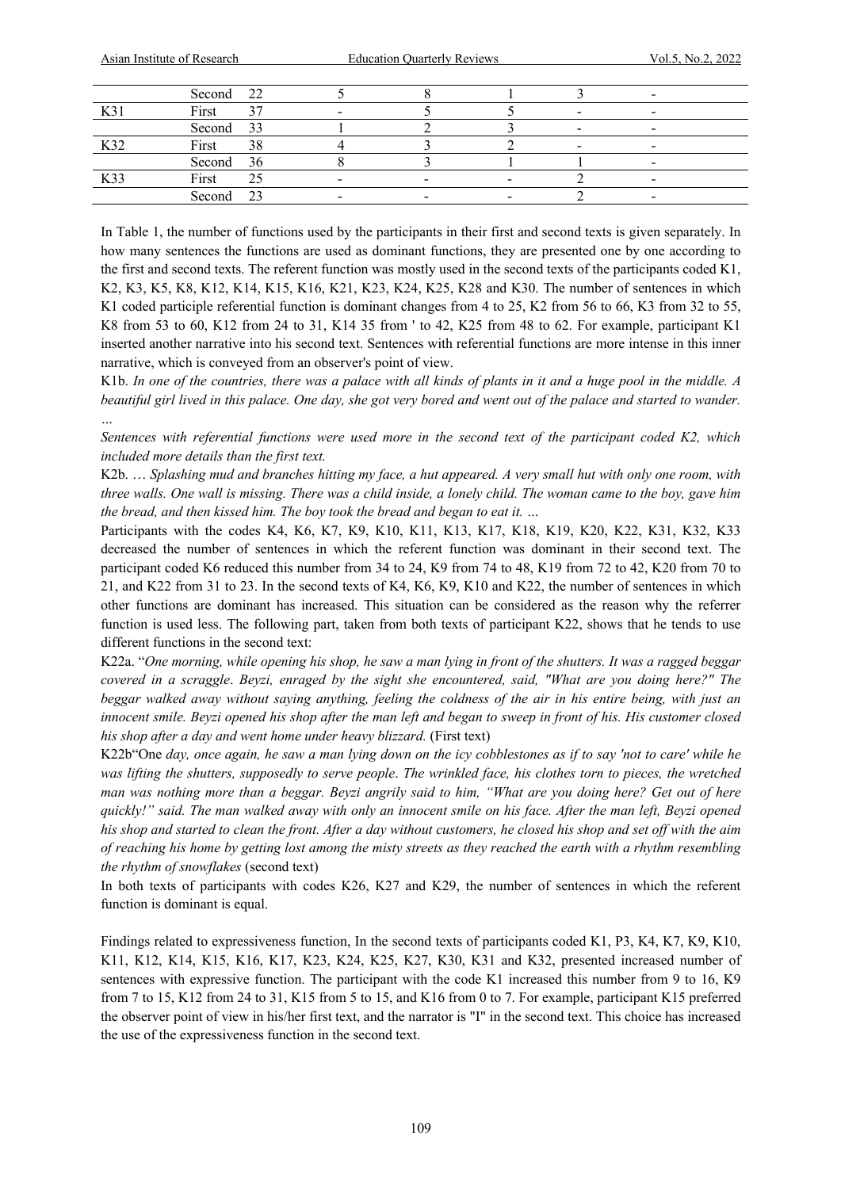| | Second | 22 | 5 | 8 | 1 | 3 | - |
|---|---|---|---|---|---|---|---|
| K31 | First | 37 | - | 5 | 5 | - | - |
| | Second | 33 | 1 | 2 | 3 | - | - |
| K32 | First | 38 | 4 | 3 | 2 | - | - |
| | Second | 36 | 8 | 3 | 1 | 1 | - |
| K33 | First | 25 | - | - | - | 2 | - |
| | Second | 23 | - | - | - | 2 | - |

In Table 1, the number of functions used by the participants in their first and second texts is given separately. In how many sentences the functions are used as dominant functions, they are presented one by one according to the first and second texts. The referent function was mostly used in the second texts of the participants coded K1, K2, K3, K5, K8, K12, K14, K15, K16, K21, K23, K24, K25, K28 and K30. The number of sentences in which K1 coded participle referential function is dominant changes from 4 to 25, K2 from 56 to 66, K3 from 32 to 55, K8 from 53 to 60, K12 from 24 to 31, K14 35 from ' to 42, K25 from 48 to 62. For example, participant K1 inserted another narrative into his second text. Sentences with referential functions are more intense in this inner narrative, which is conveyed from an observer's point of view.

K1b. *In one of the countries, there was a palace with all kinds of plants in it and a huge pool in the middle. A beautiful girl lived in this palace. One day, she got very bored and went out of the palace and started to wander. …*

*Sentences with referential functions were used more in the second text of the participant coded K2, which included more details than the first text.*

K2b. … *Splashing mud and branches hitting my face, a hut appeared. A very small hut with only one room, with three walls. One wall is missing. There was a child inside, a lonely child. The woman came to the boy, gave him the bread, and then kissed him. The boy took the bread and began to eat it. …*

Participants with the codes K4, K6, K7, K9, K10, K11, K13, K17, K18, K19, K20, K22, K31, K32, K33 decreased the number of sentences in which the referent function was dominant in their second text. The participant coded K6 reduced this number from 34 to 24, K9 from 74 to 48, K19 from 72 to 42, K20 from 70 to 21, and K22 from 31 to 23. In the second texts of K4, K6, K9, K10 and K22, the number of sentences in which other functions are dominant has increased. This situation can be considered as the reason why the referrer function is used less. The following part, taken from both texts of participant K22, shows that he tends to use different functions in the second text:

K22a. "*One morning, while opening his shop, he saw a man lying in front of the shutters. It was a ragged beggar covered in a scraggle. Beyzi, enraged by the sight she encountered, said, "What are you doing here?" The beggar walked away without saying anything, feeling the coldness of the air in his entire being, with just an innocent smile. Beyzi opened his shop after the man left and began to sweep in front of his. His customer closed his shop after a day and went home under heavy blizzard.* (First text)

K22b"One *day, once again, he saw a man lying down on the icy cobblestones as if to say 'not to care' while he was lifting the shutters, supposedly to serve people. The wrinkled face, his clothes torn to pieces, the wretched man was nothing more than a beggar. Beyzi angrily said to him, "What are you doing here? Get out of here quickly!" said. The man walked away with only an innocent smile on his face. After the man left, Beyzi opened his shop and started to clean the front. After a day without customers, he closed his shop and set off with the aim of reaching his home by getting lost among the misty streets as they reached the earth with a rhythm resembling the rhythm of snowflakes* (second text)

In both texts of participants with codes K26, K27 and K29, the number of sentences in which the referent function is dominant is equal.

Findings related to expressiveness function, In the second texts of participants coded K1, P3, K4, K7, K9, K10, K11, K12, K14, K15, K16, K17, K23, K24, K25, K27, K30, K31 and K32, presented increased number of sentences with expressive function. The participant with the code K1 increased this number from 9 to 16, K9 from 7 to 15, K12 from 24 to 31, K15 from 5 to 15, and K16 from 0 to 7. For example, participant K15 preferred the observer point of view in his/her first text, and the narrator is "I" in the second text. This choice has increased the use of the expressiveness function in the second text.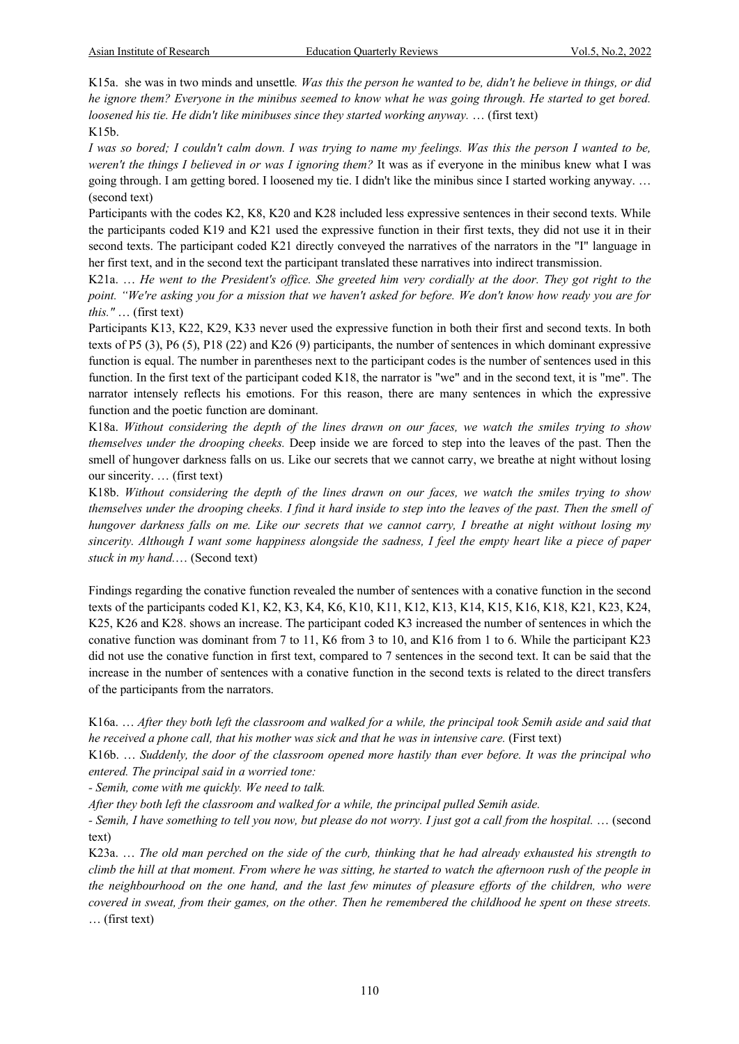K15a. she was in two minds and unsettle*. Was this the person he wanted to be, didn't he believe in things, or did he ignore them? Everyone in the minibus seemed to know what he was going through. He started to get bored. loosened his tie. He didn't like minibuses since they started working anyway.* … (first text)

K15b.

*I was so bored; I couldn't calm down. I was trying to name my feelings. Was this the person I wanted to be, weren't the things I believed in or was I ignoring them?* It was as if everyone in the minibus knew what I was going through. I am getting bored. I loosened my tie. I didn't like the minibus since I started working anyway. … (second text)

Participants with the codes K2, K8, K20 and K28 included less expressive sentences in their second texts. While the participants coded K19 and K21 used the expressive function in their first texts, they did not use it in their second texts. The participant coded K21 directly conveyed the narratives of the narrators in the "I" language in her first text, and in the second text the participant translated these narratives into indirect transmission.

K21a. … *He went to the President's office. She greeted him very cordially at the door. They got right to the point. "We're asking you for a mission that we haven't asked for before. We don't know how ready you are for this."* … (first text)

Participants K13, K22, K29, K33 never used the expressive function in both their first and second texts. In both texts of P5 (3), P6 (5), P18 (22) and K26 (9) participants, the number of sentences in which dominant expressive function is equal. The number in parentheses next to the participant codes is the number of sentences used in this function. In the first text of the participant coded K18, the narrator is "we" and in the second text, it is "me". The narrator intensely reflects his emotions. For this reason, there are many sentences in which the expressive function and the poetic function are dominant.

K18a. *Without considering the depth of the lines drawn on our faces, we watch the smiles trying to show themselves under the drooping cheeks.* Deep inside we are forced to step into the leaves of the past. Then the smell of hungover darkness falls on us. Like our secrets that we cannot carry, we breathe at night without losing our sincerity. … (first text)

K18b. *Without considering the depth of the lines drawn on our faces, we watch the smiles trying to show themselves under the drooping cheeks. I find it hard inside to step into the leaves of the past. Then the smell of hungover darkness falls on me. Like our secrets that we cannot carry, I breathe at night without losing my sincerity. Although I want some happiness alongside the sadness, I feel the empty heart like a piece of paper stuck in my hand.…* (Second text)

Findings regarding the conative function revealed the number of sentences with a conative function in the second texts of the participants coded K1, K2, K3, K4, K6, K10, K11, K12, K13, K14, K15, K16, K18, K21, K23, K24, K25, K26 and K28. shows an increase. The participant coded K3 increased the number of sentences in which the conative function was dominant from 7 to 11, K6 from 3 to 10, and K16 from 1 to 6. While the participant K23 did not use the conative function in first text, compared to 7 sentences in the second text. It can be said that the increase in the number of sentences with a conative function in the second texts is related to the direct transfers of the participants from the narrators.

K16a. … *After they both left the classroom and walked for a while, the principal took Semih aside and said that he received a phone call, that his mother was sick and that he was in intensive care.* (First text)

K16b. … *Suddenly, the door of the classroom opened more hastily than ever before. It was the principal who entered. The principal said in a worried tone:*

*- Semih, come with me quickly. We need to talk.*

*After they both left the classroom and walked for a while, the principal pulled Semih aside.*

*- Semih, I have something to tell you now, but please do not worry. I just got a call from the hospital.* … (second text)

K23a. … *The old man perched on the side of the curb, thinking that he had already exhausted his strength to climb the hill at that moment. From where he was sitting, he started to watch the afternoon rush of the people in the neighbourhood on the one hand, and the last few minutes of pleasure efforts of the children, who were covered in sweat, from their games, on the other. Then he remembered the childhood he spent on these streets.* … (first text)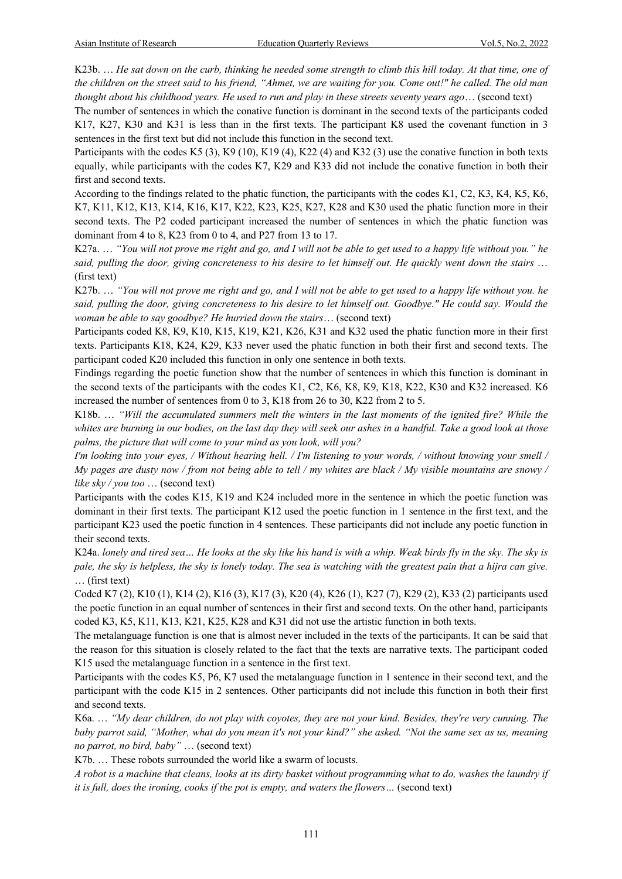K23b. … *He sat down on the curb, thinking he needed some strength to climb this hill today. At that time, one of the children on the street said to his friend, "Ahmet, we are waiting for you. Come out!" he called. The old man thought about his childhood years. He used to run and play in these streets seventy years ago*… (second text)

The number of sentences in which the conative function is dominant in the second texts of the participants coded K17, K27, K30 and K31 is less than in the first texts. The participant K8 used the covenant function in 3 sentences in the first text but did not include this function in the second text.

Participants with the codes K5 (3), K9 (10), K19 (4), K22 (4) and K32 (3) use the conative function in both texts equally, while participants with the codes K7, K29 and K33 did not include the conative function in both their first and second texts.

According to the findings related to the phatic function, the participants with the codes K1, C2, K3, K4, K5, K6, K7, K11, K12, K13, K14, K16, K17, K22, K23, K25, K27, K28 and K30 used the phatic function more in their second texts. The P2 coded participant increased the number of sentences in which the phatic function was dominant from 4 to 8, K23 from 0 to 4, and P27 from 13 to 17.

K27a. … *"You will not prove me right and go, and I will not be able to get used to a happy life without you." he said, pulling the door, giving concreteness to his desire to let himself out. He quickly went down the stairs* … (first text)

K27b. … *"You will not prove me right and go, and I will not be able to get used to a happy life without you. he said, pulling the door, giving concreteness to his desire to let himself out. Goodbye." He could say. Would the woman be able to say goodbye? He hurried down the stairs*… (second text)

Participants coded K8, K9, K10, K15, K19, K21, K26, K31 and K32 used the phatic function more in their first texts. Participants K18, K24, K29, K33 never used the phatic function in both their first and second texts. The participant coded K20 included this function in only one sentence in both texts.

Findings regarding the poetic function show that the number of sentences in which this function is dominant in the second texts of the participants with the codes K1, C2, K6, K8, K9, K18, K22, K30 and K32 increased. K6 increased the number of sentences from 0 to 3, K18 from 26 to 30, K22 from 2 to 5.

K18b. … *"Will the accumulated summers melt the winters in the last moments of the ignited fire? While the whites are burning in our bodies, on the last day they will seek our ashes in a handful. Take a good look at those palms, the picture that will come to your mind as you look, will you?*

*I'm looking into your eyes, / Without hearing hell. / I'm listening to your words, / without knowing your smell / My pages are dusty now / from not being able to tell / my whites are black / My visible mountains are snowy / like sky / you too* … (second text)

Participants with the codes K15, K19 and K24 included more in the sentence in which the poetic function was dominant in their first texts. The participant K12 used the poetic function in 1 sentence in the first text, and the participant K23 used the poetic function in 4 sentences. These participants did not include any poetic function in their second texts.

K24a. *lonely and tired sea… He looks at the sky like his hand is with a whip. Weak birds fly in the sky. The sky is pale, the sky is helpless, the sky is lonely today. The sea is watching with the greatest pain that a hijra can give.* … (first text)

Coded K7 (2), K10 (1), K14 (2), K16 (3), K17 (3), K20 (4), K26 (1), K27 (7), K29 (2), K33 (2) participants used the poetic function in an equal number of sentences in their first and second texts. On the other hand, participants coded K3, K5, K11, K13, K21, K25, K28 and K31 did not use the artistic function in both texts.

The metalanguage function is one that is almost never included in the texts of the participants. It can be said that the reason for this situation is closely related to the fact that the texts are narrative texts. The participant coded K15 used the metalanguage function in a sentence in the first text.

Participants with the codes K5, P6, K7 used the metalanguage function in 1 sentence in their second text, and the participant with the code K15 in 2 sentences. Other participants did not include this function in both their first and second texts.

K6a. … *"My dear children, do not play with coyotes, they are not your kind. Besides, they're very cunning. The baby parrot said, "Mother, what do you mean it's not your kind?" she asked. "Not the same sex as us, meaning no parrot, no bird, baby"* … (second text)

K7b. … These robots surrounded the world like a swarm of locusts.

*A robot is a machine that cleans, looks at its dirty basket without programming what to do, washes the laundry if it is full, does the ironing, cooks if the pot is empty, and waters the flowers…* (second text)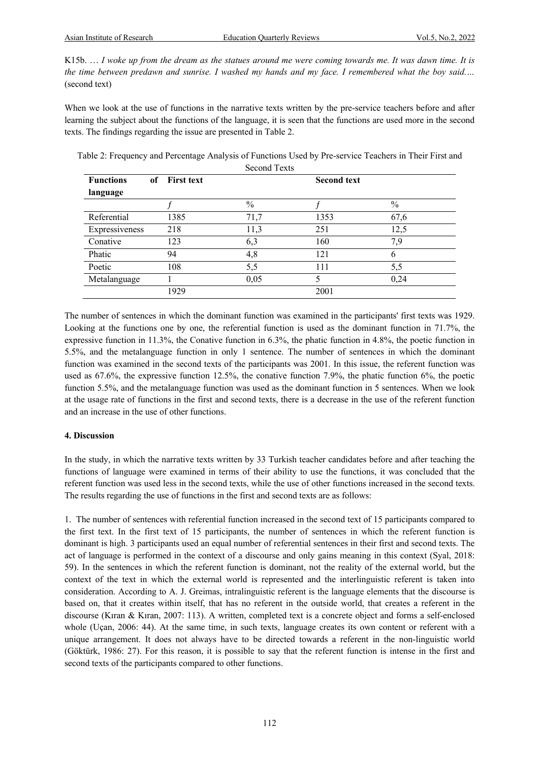K15b. … *I woke up from the dream as the statues around me were coming towards me. It was dawn time. It is the time between predawn and sunrise. I washed my hands and my face. I remembered what the boy said….* (second text)

When we look at the use of functions in the narrative texts written by the pre-service teachers before and after learning the subject about the functions of the language, it is seen that the functions are used more in the second texts. The findings regarding the issue are presented in Table 2.

Table 2: Frequency and Percentage Analysis of Functions Used by Pre-service Teachers in Their First and Second Texts

| **Functions of language** | **First text** | | **Second text** | |
|---|---|---|---|---|
| | *f* | % | *f* | % |
| Referential | 1385 | 71,7 | 1353 | 67,6 |
| Expressiveness | 218 | 11,3 | 251 | 12,5 |
| Conative | 123 | 6,3 | 160 | 7,9 |
| Phatic | 94 | 4,8 | 121 | 6 |
| Poetic | 108 | 5,5 | 111 | 5,5 |
| Metalanguage | 1 | 0,05 | 5 | 0,24 |
| | 1929 | | 2001 | |

The number of sentences in which the dominant function was examined in the participants' first texts was 1929. Looking at the functions one by one, the referential function is used as the dominant function in 71.7%, the expressive function in 11.3%, the Conative function in 6.3%, the phatic function in 4.8%, the poetic function in 5.5%, and the metalanguage function in only 1 sentence. The number of sentences in which the dominant function was examined in the second texts of the participants was 2001. In this issue, the referent function was used as 67.6%, the expressive function 12.5%, the conative function 7.9%, the phatic function 6%, the poetic function 5.5%, and the metalanguage function was used as the dominant function in 5 sentences. When we look at the usage rate of functions in the first and second texts, there is a decrease in the use of the referent function and an increase in the use of other functions.

### 4. Discussion

In the study, in which the narrative texts written by 33 Turkish teacher candidates before and after teaching the functions of language were examined in terms of their ability to use the functions, it was concluded that the referent function was used less in the second texts, while the use of other functions increased in the second texts. The results regarding the use of functions in the first and second texts are as follows:

1. The number of sentences with referential function increased in the second text of 15 participants compared to the first text. In the first text of 15 participants, the number of sentences in which the referent function is dominant is high. 3 participants used an equal number of referential sentences in their first and second texts. The act of language is performed in the context of a discourse and only gains meaning in this context (Syal, 2018: 59). In the sentences in which the referent function is dominant, not the reality of the external world, but the context of the text in which the external world is represented and the interlinguistic referent is taken into consideration. According to A. J. Greimas, intralinguistic referent is the language elements that the discourse is based on, that it creates within itself, that has no referent in the outside world, that creates a referent in the discourse (Kıran & Kıran, 2007: 113). A written, completed text is a concrete object and forms a self-enclosed whole (Uçan, 2006: 44). At the same time, in such texts, language creates its own content or referent with a unique arrangement. It does not always have to be directed towards a referent in the non-linguistic world (Göktürk, 1986: 27). For this reason, it is possible to say that the referent function is intense in the first and second texts of the participants compared to other functions.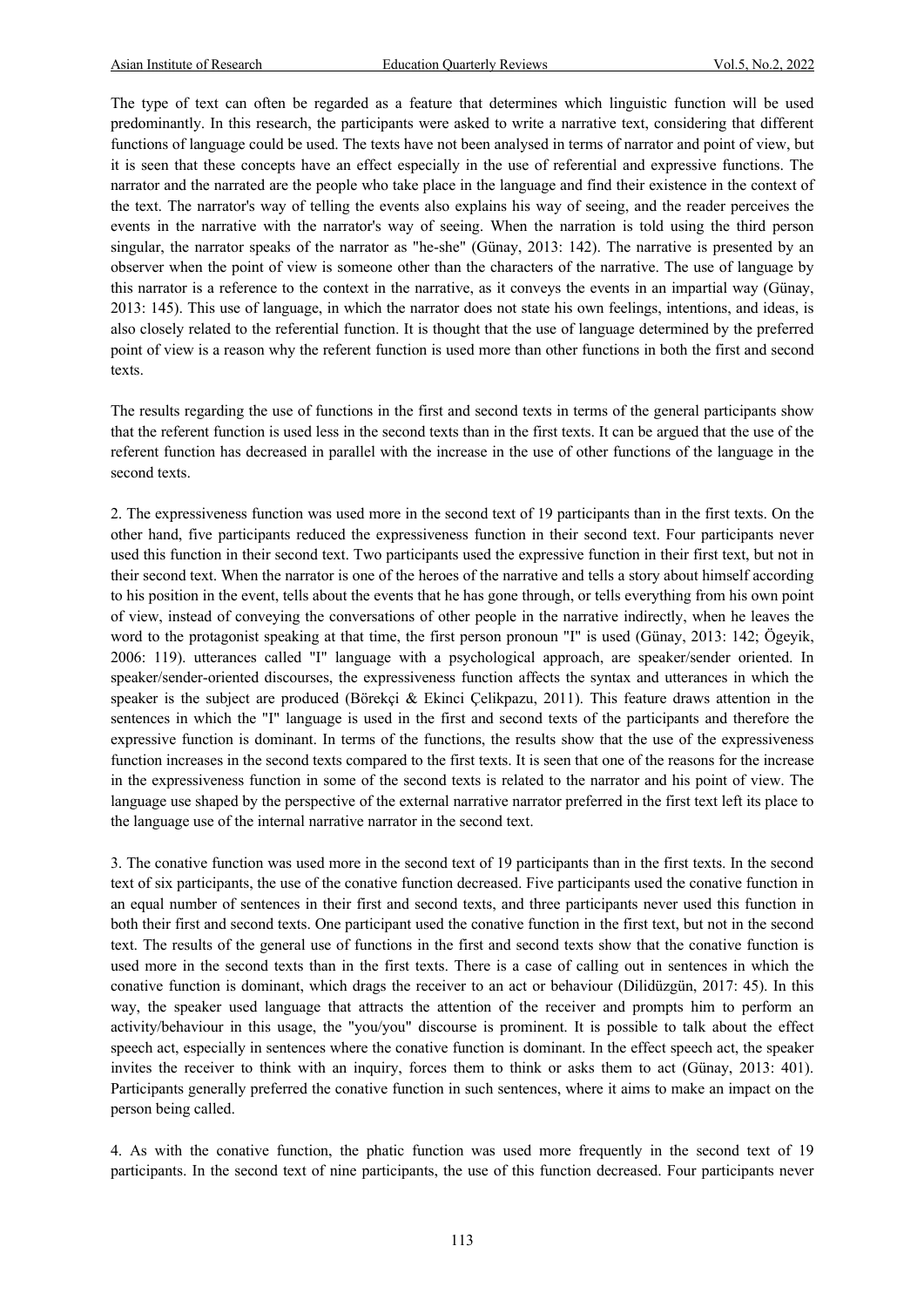The type of text can often be regarded as a feature that determines which linguistic function will be used predominantly. In this research, the participants were asked to write a narrative text, considering that different functions of language could be used. The texts have not been analysed in terms of narrator and point of view, but it is seen that these concepts have an effect especially in the use of referential and expressive functions. The narrator and the narrated are the people who take place in the language and find their existence in the context of the text. The narrator's way of telling the events also explains his way of seeing, and the reader perceives the events in the narrative with the narrator's way of seeing. When the narration is told using the third person singular, the narrator speaks of the narrator as "he-she" (Günay, 2013: 142). The narrative is presented by an observer when the point of view is someone other than the characters of the narrative. The use of language by this narrator is a reference to the context in the narrative, as it conveys the events in an impartial way (Günay, 2013: 145). This use of language, in which the narrator does not state his own feelings, intentions, and ideas, is also closely related to the referential function. It is thought that the use of language determined by the preferred point of view is a reason why the referent function is used more than other functions in both the first and second texts.

The results regarding the use of functions in the first and second texts in terms of the general participants show that the referent function is used less in the second texts than in the first texts. It can be argued that the use of the referent function has decreased in parallel with the increase in the use of other functions of the language in the second texts.

2. The expressiveness function was used more in the second text of 19 participants than in the first texts. On the other hand, five participants reduced the expressiveness function in their second text. Four participants never used this function in their second text. Two participants used the expressive function in their first text, but not in their second text. When the narrator is one of the heroes of the narrative and tells a story about himself according to his position in the event, tells about the events that he has gone through, or tells everything from his own point of view, instead of conveying the conversations of other people in the narrative indirectly, when he leaves the word to the protagonist speaking at that time, the first person pronoun "I" is used (Günay, 2013: 142; Ögeyik, 2006: 119). utterances called "I" language with a psychological approach, are speaker/sender oriented. In speaker/sender-oriented discourses, the expressiveness function affects the syntax and utterances in which the speaker is the subject are produced (Börekçi & Ekinci Çelikpazu, 2011). This feature draws attention in the sentences in which the "I" language is used in the first and second texts of the participants and therefore the expressive function is dominant. In terms of the functions, the results show that the use of the expressiveness function increases in the second texts compared to the first texts. It is seen that one of the reasons for the increase in the expressiveness function in some of the second texts is related to the narrator and his point of view. The language use shaped by the perspective of the external narrative narrator preferred in the first text left its place to the language use of the internal narrative narrator in the second text.

3. The conative function was used more in the second text of 19 participants than in the first texts. In the second text of six participants, the use of the conative function decreased. Five participants used the conative function in an equal number of sentences in their first and second texts, and three participants never used this function in both their first and second texts. One participant used the conative function in the first text, but not in the second text. The results of the general use of functions in the first and second texts show that the conative function is used more in the second texts than in the first texts. There is a case of calling out in sentences in which the conative function is dominant, which drags the receiver to an act or behaviour (Dilidüzgün, 2017: 45). In this way, the speaker used language that attracts the attention of the receiver and prompts him to perform an activity/behaviour in this usage, the "you/you" discourse is prominent. It is possible to talk about the effect speech act, especially in sentences where the conative function is dominant. In the effect speech act, the speaker invites the receiver to think with an inquiry, forces them to think or asks them to act (Günay, 2013: 401). Participants generally preferred the conative function in such sentences, where it aims to make an impact on the person being called.

4. As with the conative function, the phatic function was used more frequently in the second text of 19 participants. In the second text of nine participants, the use of this function decreased. Four participants never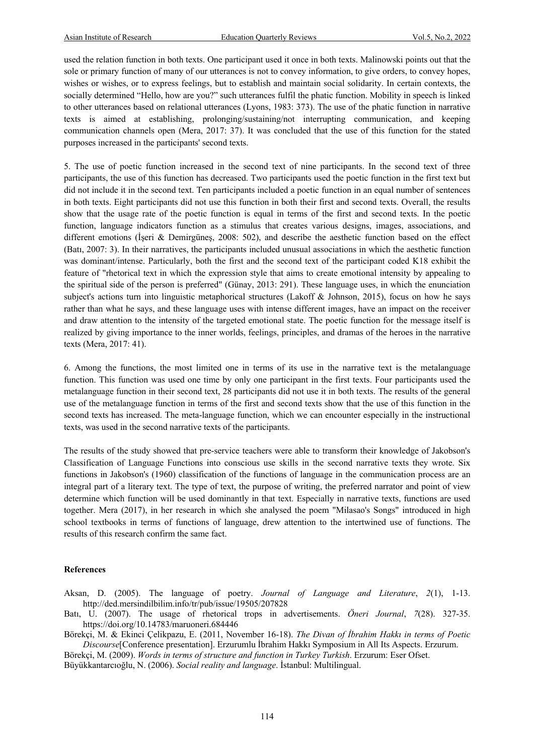used the relation function in both texts. One participant used it once in both texts. Malinowski points out that the sole or primary function of many of our utterances is not to convey information, to give orders, to convey hopes, wishes or wishes, or to express feelings, but to establish and maintain social solidarity. In certain contexts, the socially determined "Hello, how are you?" such utterances fulfil the phatic function. Mobility in speech is linked to other utterances based on relational utterances (Lyons, 1983: 373). The use of the phatic function in narrative texts is aimed at establishing, prolonging/sustaining/not interrupting communication, and keeping communication channels open (Mera, 2017: 37). It was concluded that the use of this function for the stated purposes increased in the participants' second texts.

5. The use of poetic function increased in the second text of nine participants. In the second text of three participants, the use of this function has decreased. Two participants used the poetic function in the first text but did not include it in the second text. Ten participants included a poetic function in an equal number of sentences in both texts. Eight participants did not use this function in both their first and second texts. Overall, the results show that the usage rate of the poetic function is equal in terms of the first and second texts. In the poetic function, language indicators function as a stimulus that creates various designs, images, associations, and different emotions (İşeri & Demirgüneş, 2008: 502), and describe the aesthetic function based on the effect (Batı, 2007: 3). In their narratives, the participants included unusual associations in which the aesthetic function was dominant/intense. Particularly, both the first and the second text of the participant coded K18 exhibit the feature of "rhetorical text in which the expression style that aims to create emotional intensity by appealing to the spiritual side of the person is preferred" (Günay, 2013: 291). These language uses, in which the enunciation subject's actions turn into linguistic metaphorical structures (Lakoff & Johnson, 2015), focus on how he says rather than what he says, and these language uses with intense different images, have an impact on the receiver and draw attention to the intensity of the targeted emotional state. The poetic function for the message itself is realized by giving importance to the inner worlds, feelings, principles, and dramas of the heroes in the narrative texts (Mera, 2017: 41).

6. Among the functions, the most limited one in terms of its use in the narrative text is the metalanguage function. This function was used one time by only one participant in the first texts. Four participants used the metalanguage function in their second text, 28 participants did not use it in both texts. The results of the general use of the metalanguage function in terms of the first and second texts show that the use of this function in the second texts has increased. The meta-language function, which we can encounter especially in the instructional texts, was used in the second narrative texts of the participants.

The results of the study showed that pre-service teachers were able to transform their knowledge of Jakobson's Classification of Language Functions into conscious use skills in the second narrative texts they wrote. Six functions in Jakobson's (1960) classification of the functions of language in the communication process are an integral part of a literary text. The type of text, the purpose of writing, the preferred narrator and point of view determine which function will be used dominantly in that text. Especially in narrative texts, functions are used together. Mera (2017), in her research in which she analysed the poem "Milasao's Songs" introduced in high school textbooks in terms of functions of language, drew attention to the intertwined use of functions. The results of this research confirm the same fact.

## References

Aksan, D. (2005). The language of poetry. *Journal of Language and Literature*, *2*(1), 1-13. http://ded.mersindilbilim.info/tr/pub/issue/19505/207828

Batı, U. (2007). The usage of rhetorical trops in advertisements. *Öneri Journal*, *7*(28). 327-35. https://doi.org/10.14783/maruoneri.684446

Börekçi, M. & Ekinci Çelikpazu, E. (2011, November 16-18). *The Divan of İbrahim Hakkı in terms of Poetic Discourse*[Conference presentation]. Erzurumlu İbrahim Hakkı Symposium in All Its Aspects. Erzurum.

Börekçi, M. (2009). *Words in terms of structure and function in Turkey Turkish*. Erzurum: Eser Ofset.

Büyükkantarcıoğlu, N. (2006). *Social reality and language*. İstanbul: Multilingual.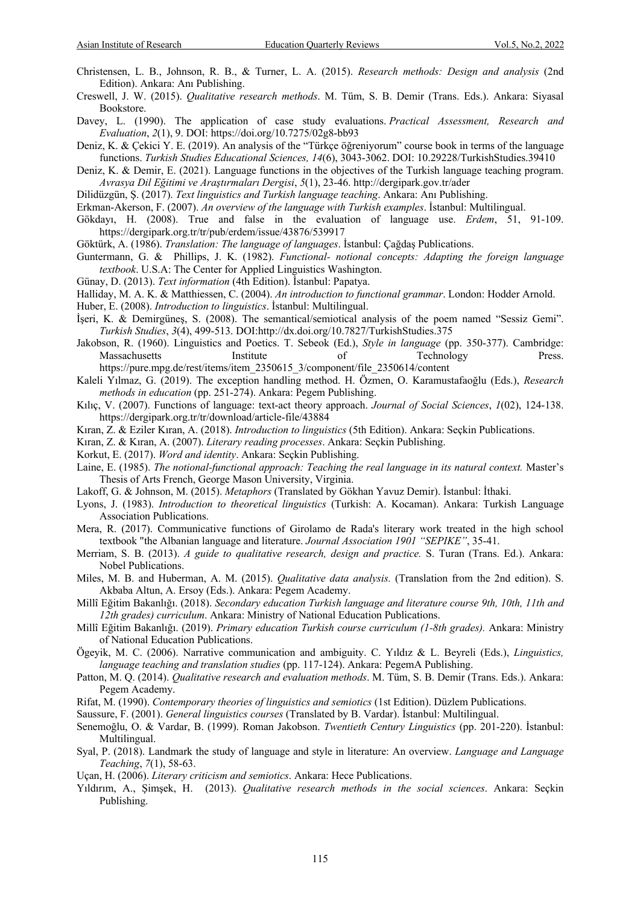Christensen, L. B., Johnson, R. B., & Turner, L. A. (2015). *Research methods: Design and analysis* (2nd Edition). Ankara: Anı Publishing.

Creswell, J. W. (2015). *Qualitative research methods*. M. Tüm, S. B. Demir (Trans. Eds.). Ankara: Siyasal Bookstore.

Davey, L. (1990). The application of case study evaluations. *Practical Assessment, Research and Evaluation*, *2*(1), 9. DOI: https://doi.org/10.7275/02g8-bb93

Deniz, K. & Çekici Y. E. (2019). An analysis of the "Türkçe öğreniyorum" course book in terms of the language functions. *Turkish Studies Educational Sciences, 14*(6), 3043-3062. DOI: 10.29228/TurkishStudies.39410

Deniz, K. & Demir, E. (2021). Language functions in the objectives of the Turkish language teaching program. *Avrasya Dil Eğitimi ve Araştırmaları Dergisi*, *5*(1), 23-46. http://dergipark.gov.tr/ader

Dilidüzgün, Ş. (2017). *Text linguistics and Turkish language teaching*. Ankara: Anı Publishing.

Erkman-Akerson, F. (2007). *An overview of the language with Turkish examples*. İstanbul: Multilingual.

Gökdayı, H. (2008). True and false in the evaluation of language use. *Erdem*, 51, 91-109. https://dergipark.org.tr/tr/pub/erdem/issue/43876/539917

Göktürk, A. (1986). *Translation: The language of languages*. İstanbul: Çağdaş Publications.

Guntermann, G. & Phillips, J. K. (1982). *Functional- notional concepts: Adapting the foreign language textbook*. U.S.A: The Center for Applied Linguistics Washington.

Günay, D. (2013). *Text information* (4th Edition). İstanbul: Papatya.

Halliday, M. A. K. & Matthiessen, C. (2004). *An introduction to functional grammar*. London: Hodder Arnold.

Huber, E. (2008). *Introduction to linguistics*. İstanbul: Multilingual.

İşeri, K. & Demirgüneş, S. (2008). The semantical/semiotical analysis of the poem named "Sessiz Gemi". *Turkish Studies*, *3*(4), 499-513. DOI:http://dx.doi.org/10.7827/TurkishStudies.375

Jakobson, R. (1960). Linguistics and Poetics. T. Sebeok (Ed.), *Style in language* (pp. 350-377). Cambridge: Massachusetts Institute of Technology Press. https://pure.mpg.de/rest/items/item_2350615_3/component/file_2350614/content

Kaleli Yılmaz, G. (2019). The exception handling method. H. Özmen, O. Karamustafaoğlu (Eds.), *Research methods in education* (pp. 251-274). Ankara: Pegem Publishing.

Kılıç, V. (2007). Functions of language: text-act theory approach. *Journal of Social Sciences*, *1*(02), 124-138. https://dergipark.org.tr/tr/download/article-file/43884

Kıran, Z. & Eziler Kıran, A. (2018). *Introduction to linguistics* (5th Edition). Ankara: Seçkin Publications.

Kıran, Z. & Kıran, A. (2007). *Literary reading processes*. Ankara: Seçkin Publishing.

Korkut, E. (2017). *Word and identity*. Ankara: Seçkin Publishing.

Laine, E. (1985). *The notional-functional approach: Teaching the real language in its natural context.* Master's Thesis of Arts French, George Mason University, Virginia.

Lakoff, G. & Johnson, M. (2015). *Metaphors* (Translated by Gökhan Yavuz Demir). İstanbul: İthaki.

Lyons, J. (1983). *Introduction to theoretical linguistics* (Turkish: A. Kocaman). Ankara: Turkish Language Association Publications.

Mera, R. (2017). Communicative functions of Girolamo de Rada's literary work treated in the high school textbook "the Albanian language and literature. *Journal Association 1901 "SEPIKE"*, 35-41.

Merriam, S. B. (2013). *A guide to qualitative research, design and practice.* S. Turan (Trans. Ed.). Ankara: Nobel Publications.

Miles, M. B. and Huberman, A. M. (2015). *Qualitative data analysis.* (Translation from the 2nd edition). S. Akbaba Altun, A. Ersoy (Eds.). Ankara: Pegem Academy.

Millî Eğitim Bakanlığı. (2018). *Secondary education Turkish language and literature course 9th, 10th, 11th and 12th grades) curriculum*. Ankara: Ministry of National Education Publications.

Millî Eğitim Bakanlığı. (2019). *Primary education Turkish course curriculum (1-8th grades).* Ankara: Ministry of National Education Publications.

Ögeyik, M. C. (2006). Narrative communication and ambiguity. C. Yıldız & L. Beyreli (Eds.), *Linguistics, language teaching and translation studies* (pp. 117-124). Ankara: PegemA Publishing.

Patton, M. Q. (2014). *Qualitative research and evaluation methods*. M. Tüm, S. B. Demir (Trans. Eds.). Ankara: Pegem Academy.

Rifat, M. (1990). *Contemporary theories of linguistics and semiotics* (1st Edition). Düzlem Publications.

Saussure, F. (2001). *General linguistics courses* (Translated by B. Vardar). İstanbul: Multilingual.

Senemoğlu, O. & Vardar, B. (1999). Roman Jakobson. *Twentieth Century Linguistics* (pp. 201-220). İstanbul: Multilingual.

Syal, P. (2018). Landmark the study of language and style in literature: An overview. *Language and Language Teaching*, *7*(1), 58-63.

Uçan, H. (2006). *Literary criticism and semiotics*. Ankara: Hece Publications.

Yıldırım, A., Şimşek, H. (2013). *Qualitative research methods in the social sciences*. Ankara: Seçkin Publishing.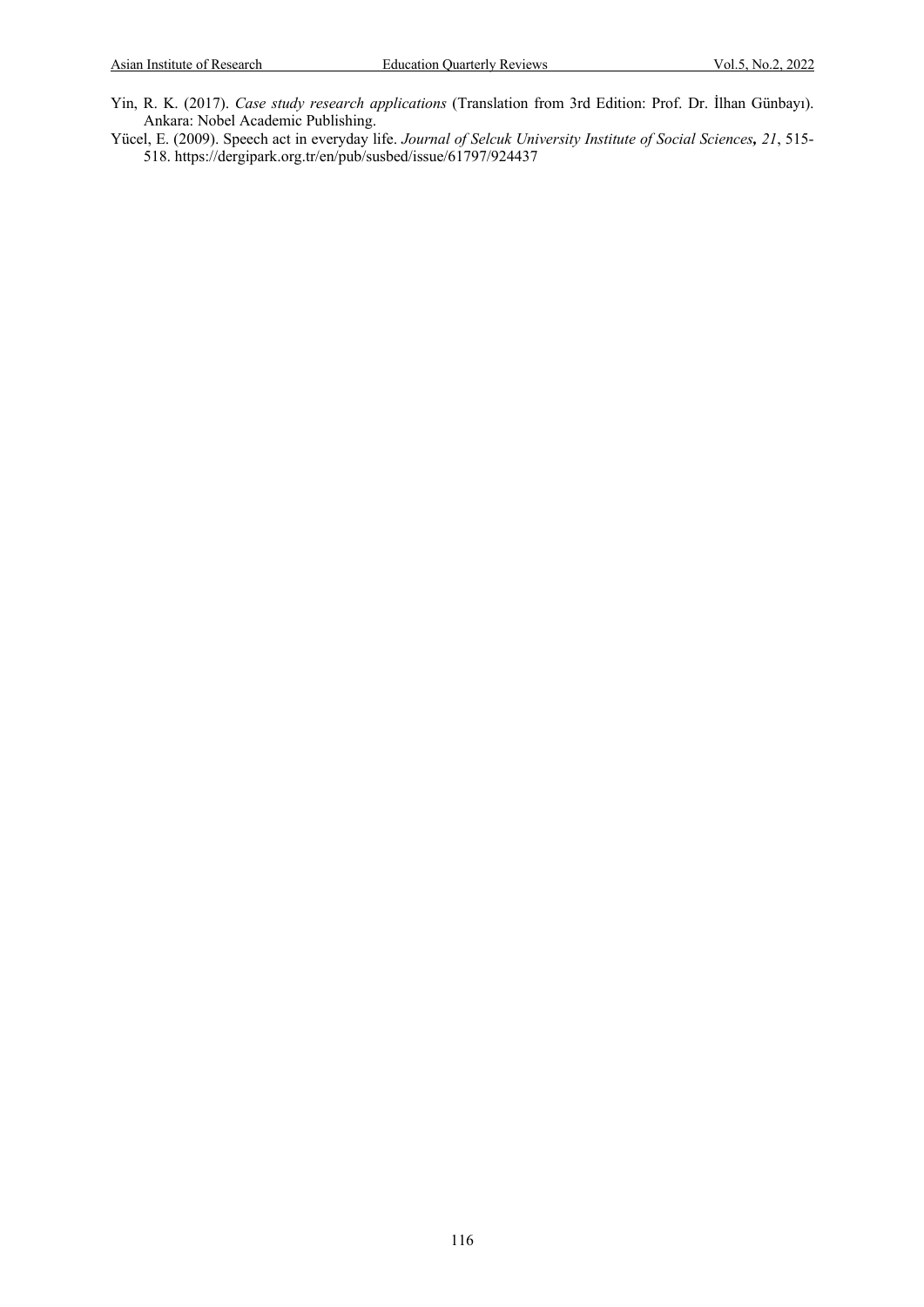Yin, R. K. (2017). *Case study research applications* (Translation from 3rd Edition: Prof. Dr. İlhan Günbayı). Ankara: Nobel Academic Publishing.

Yücel, E. (2009). Speech act in everyday life. *Journal of Selcuk University Institute of Social Sciences*, *21*, 515-518. https://dergipark.org.tr/en/pub/susbed/issue/61797/924437